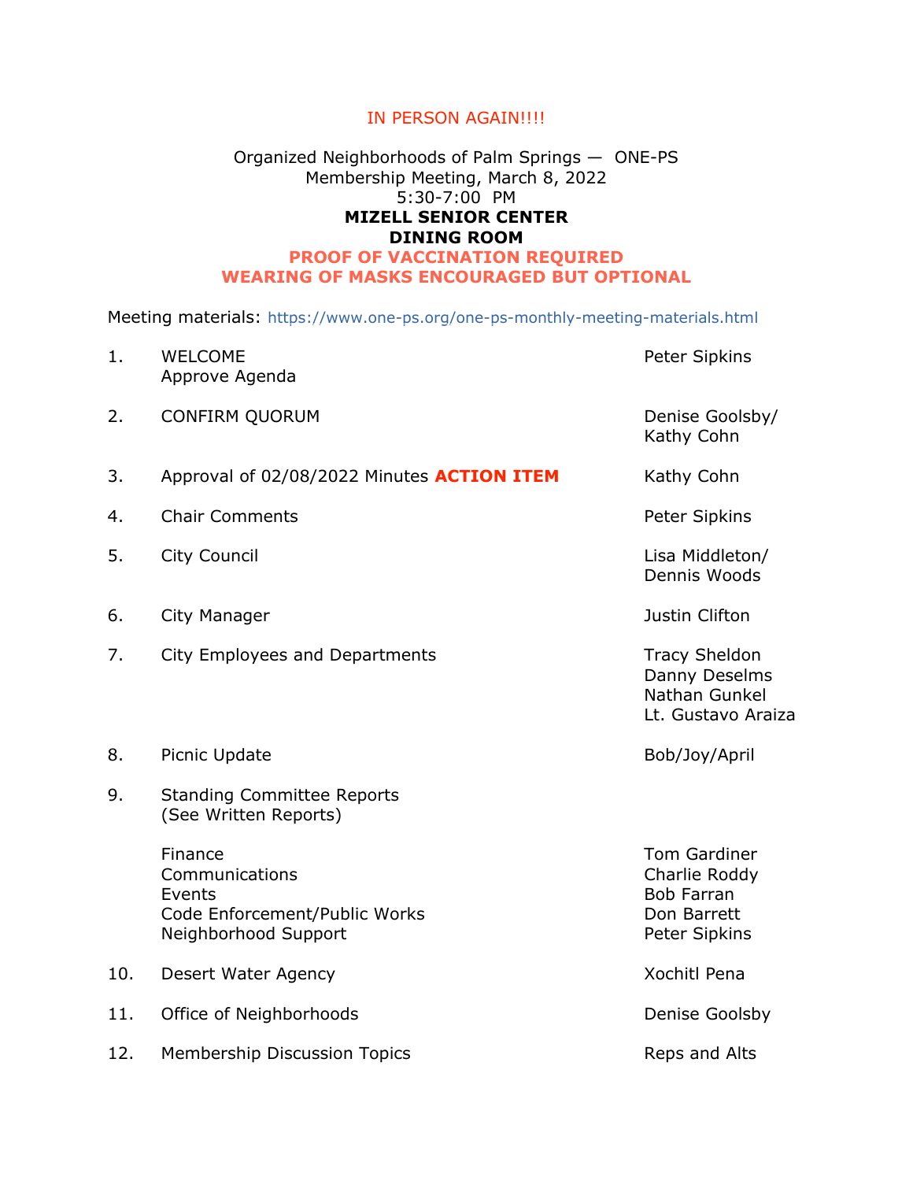IN PERSON AGAIN!!!!

Organized Neighborhoods of Palm Springs — ONE-PS
Membership Meeting, March 8, 2022
5:30-7:00 PM

**MIZELL SENIOR CENTER**
**DINING ROOM**
**PROOF OF VACCINATION REQUIRED**
**WEARING OF MASKS ENCOURAGED BUT OPTIONAL**

Meeting materials: https://www.one-ps.org/one-ps-monthly-meeting-materials.html

| # | Item | Presenter |
|---|---|---|
| 1. | WELCOME<br>Approve Agenda | Peter Sipkins |
| 2. | CONFIRM QUORUM | Denise Goolsby/<br>Kathy Cohn |
| 3. | Approval of 02/08/2022 Minutes **ACTION ITEM** | Kathy Cohn |
| 4. | Chair Comments | Peter Sipkins |
| 5. | City Council | Lisa Middleton/<br>Dennis Woods |
| 6. | City Manager | Justin Clifton |
| 7. | City Employees and Departments | Tracy Sheldon<br>Danny Deselms<br>Nathan Gunkel<br>Lt. Gustavo Araiza |
| 8. | Picnic Update | Bob/Joy/April |
| 9. | Standing Committee Reports<br>(See Written Reports) | |
| | Finance | Tom Gardiner |
| | Communications | Charlie Roddy |
| | Events | Bob Farran |
| | Code Enforcement/Public Works | Don Barrett |
| | Neighborhood Support | Peter Sipkins |
| 10. | Desert Water Agency | Xochitl Pena |
| 11. | Office of Neighborhoods | Denise Goolsby |
| 12. | Membership Discussion Topics | Reps and Alts |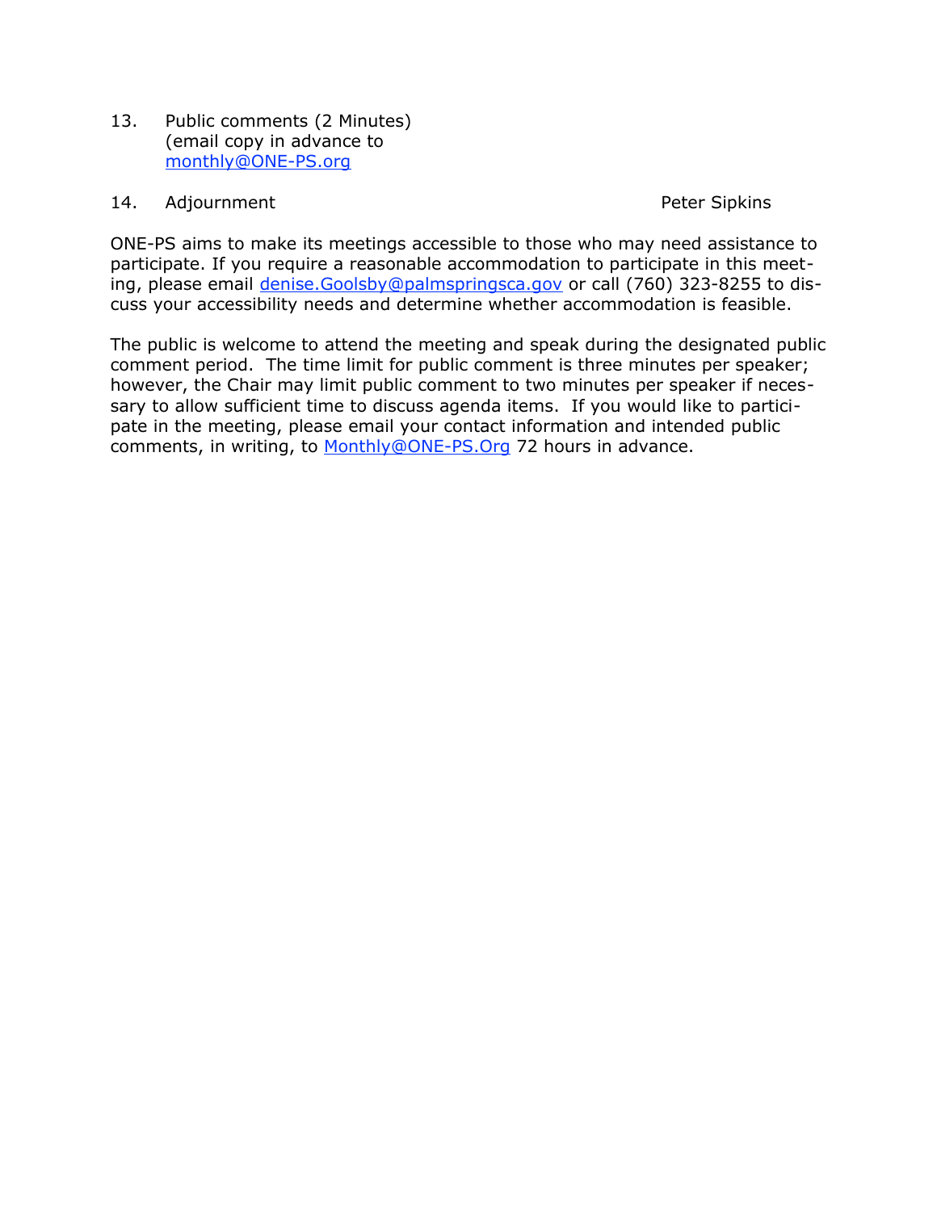13. Public comments (2 Minutes)
    (email copy in advance to
    monthly@ONE-PS.org

14. Adjournment — Peter Sipkins

ONE-PS aims to make its meetings accessible to those who may need assistance to participate. If you require a reasonable accommodation to participate in this meeting, please email denise.Goolsby@palmspringsca.gov or call (760) 323-8255 to discuss your accessibility needs and determine whether accommodation is feasible.

The public is welcome to attend the meeting and speak during the designated public comment period. The time limit for public comment is three minutes per speaker; however, the Chair may limit public comment to two minutes per speaker if necessary to allow sufficient time to discuss agenda items. If you would like to participate in the meeting, please email your contact information and intended public comments, in writing, to Monthly@ONE-PS.Org 72 hours in advance.